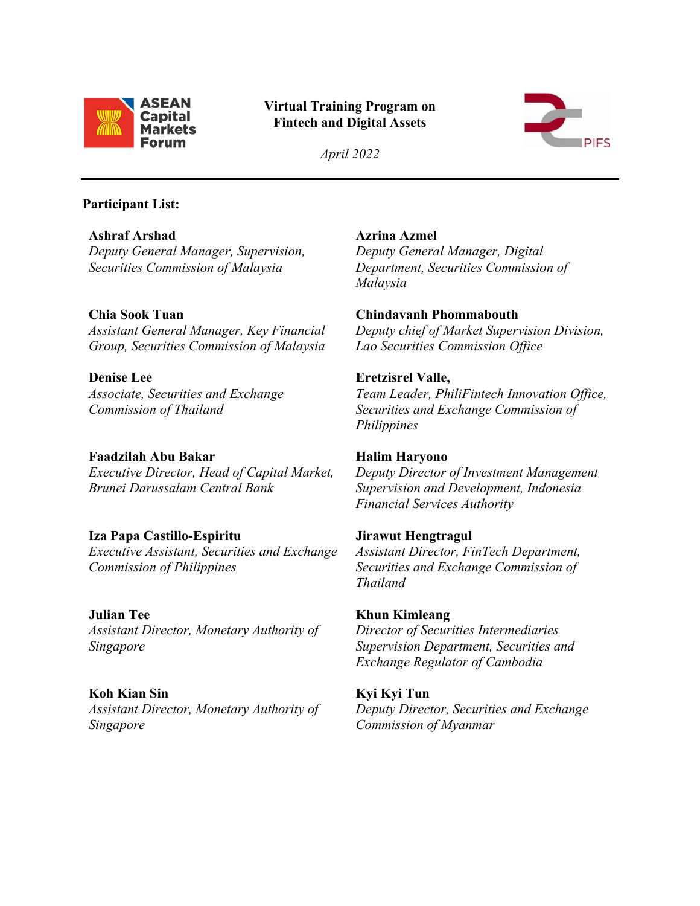**Virtual Training Program on Fintech and Digital Assets**

*April 2022*

---

**Participant List:**

**Ashraf Arshad**
*Deputy General Manager, Supervision, Securities Commission of Malaysia*

**Azrina Azmel**
*Deputy General Manager, Digital Department, Securities Commission of Malaysia*

**Chia Sook Tuan**
*Assistant General Manager, Key Financial Group, Securities Commission of Malaysia*

**Chindavanh Phommabouth**
*Deputy chief of Market Supervision Division, Lao Securities Commission Office*

**Denise Lee**
*Associate, Securities and Exchange Commission of Thailand*

**Eretzisrel Valle,**
*Team Leader, PhiliFintech Innovation Office, Securities and Exchange Commission of Philippines*

**Faadzilah Abu Bakar**
*Executive Director, Head of Capital Market, Brunei Darussalam Central Bank*

**Halim Haryono**
*Deputy Director of Investment Management Supervision and Development, Indonesia Financial Services Authority*

**Iza Papa Castillo-Espiritu**
*Executive Assistant, Securities and Exchange Commission of Philippines*

**Jirawut Hengtragul**
*Assistant Director, FinTech Department, Securities and Exchange Commission of Thailand*

**Julian Tee**
*Assistant Director, Monetary Authority of Singapore*

**Khun Kimleang**
*Director of Securities Intermediaries Supervision Department, Securities and Exchange Regulator of Cambodia*

**Koh Kian Sin**
*Assistant Director, Monetary Authority of Singapore*

**Kyi Kyi Tun**
*Deputy Director, Securities and Exchange Commission of Myanmar*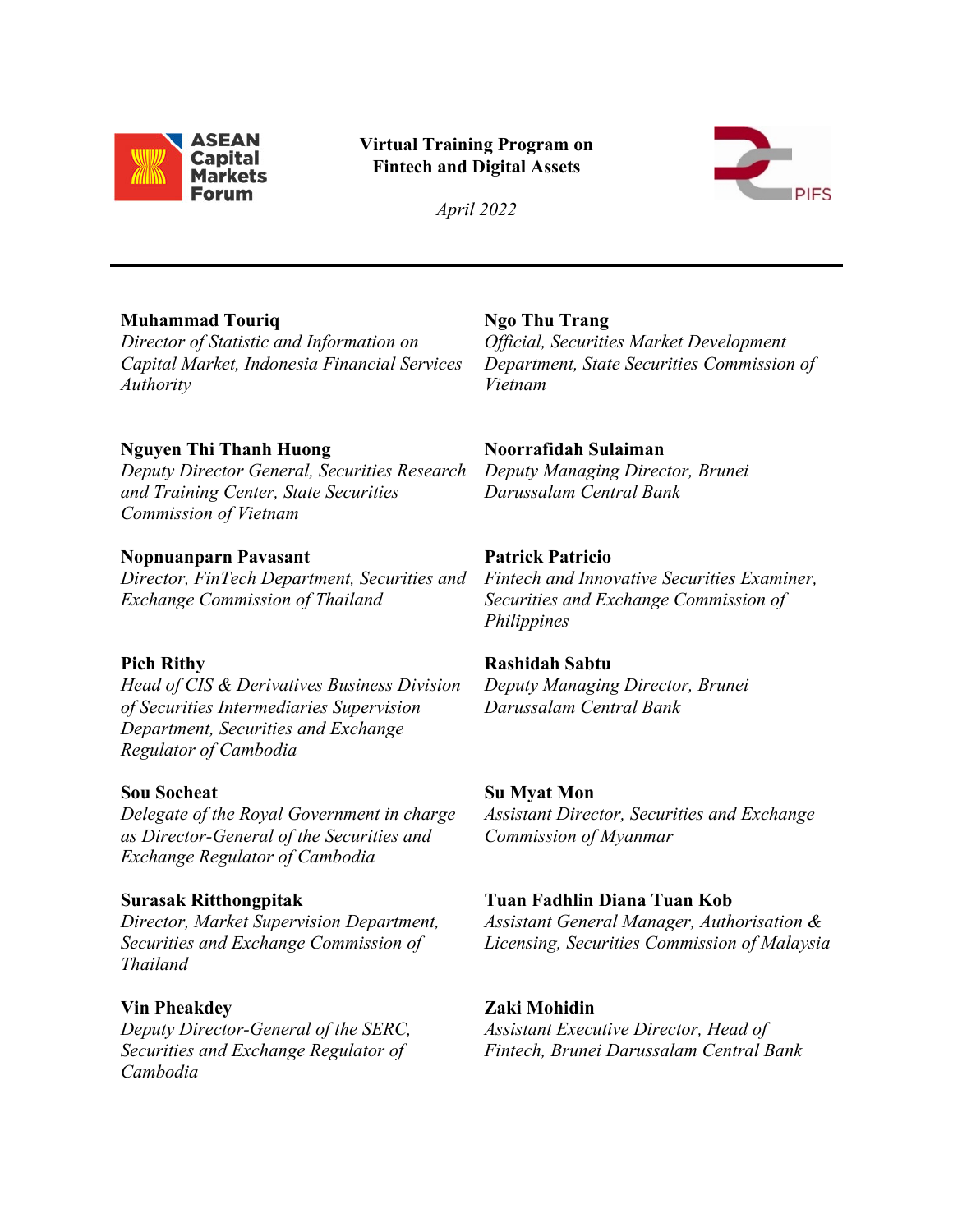**Virtual Training Program on Fintech and Digital Assets**

*April 2022*

**Muhammad Touriq**
*Director of Statistic and Information on Capital Market, Indonesia Financial Services Authority*

**Nguyen Thi Thanh Huong**
*Deputy Director General, Securities Research and Training Center, State Securities Commission of Vietnam*

**Nopnuanparn Pavasant**
*Director, FinTech Department, Securities and Exchange Commission of Thailand*

**Pich Rithy**
*Head of CIS & Derivatives Business Division of Securities Intermediaries Supervision Department, Securities and Exchange Regulator of Cambodia*

**Sou Socheat**
*Delegate of the Royal Government in charge as Director-General of the Securities and Exchange Regulator of Cambodia*

**Surasak Ritthongpitak**
*Director, Market Supervision Department, Securities and Exchange Commission of Thailand*

**Vin Pheakdey**
*Deputy Director-General of the SERC, Securities and Exchange Regulator of Cambodia*

**Ngo Thu Trang**
*Official, Securities Market Development Department, State Securities Commission of Vietnam*

**Noorrafidah Sulaiman**
*Deputy Managing Director, Brunei Darussalam Central Bank*

**Patrick Patricio**
*Fintech and Innovative Securities Examiner, Securities and Exchange Commission of Philippines*

**Rashidah Sabtu**
*Deputy Managing Director, Brunei Darussalam Central Bank*

**Su Myat Mon**
*Assistant Director, Securities and Exchange Commission of Myanmar*

**Tuan Fadhlin Diana Tuan Kob**
*Assistant General Manager, Authorisation & Licensing, Securities Commission of Malaysia*

**Zaki Mohidin**
*Assistant Executive Director, Head of Fintech, Brunei Darussalam Central Bank*